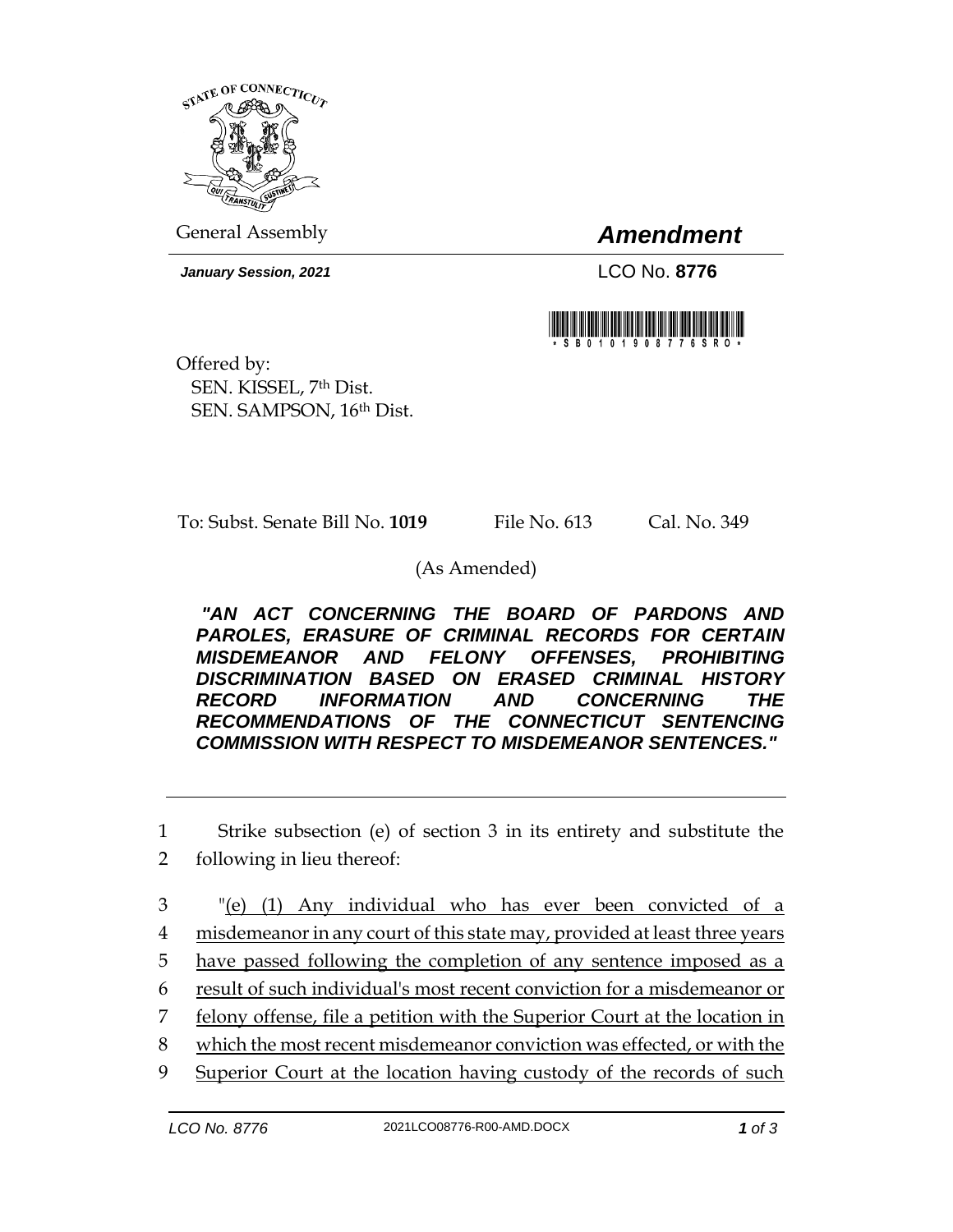STATE OF CONNECTICUT

General Assembly

# *Amendment*

***January Session, 2021***

LCO No. **8776**

\* S B 0 1 0 1 9 0 8 7 7 6 S R O \*

Offered by:
SEN. KISSEL, 7th Dist.
SEN. SAMPSON, 16th Dist.

To: Subst. Senate Bill No. **1019** File No. 613 Cal. No. 349

(As Amended)

***"AN ACT CONCERNING THE BOARD OF PARDONS AND PAROLES, ERASURE OF CRIMINAL RECORDS FOR CERTAIN MISDEMEANOR AND FELONY OFFENSES, PROHIBITING DISCRIMINATION BASED ON ERASED CRIMINAL HISTORY RECORD INFORMATION AND CONCERNING THE RECOMMENDATIONS OF THE CONNECTICUT SENTENCING COMMISSION WITH RESPECT TO MISDEMEANOR SENTENCES."***

1 Strike subsection (e) of section 3 in its entirety and substitute the
2 following in lieu thereof:

3 "(e) (1) Any individual who has ever been convicted of a
4 misdemeanor in any court of this state may, provided at least three years
5 have passed following the completion of any sentence imposed as a
6 result of such individual's most recent conviction for a misdemeanor or
7 felony offense, file a petition with the Superior Court at the location in
8 which the most recent misdemeanor conviction was effected, or with the
9 Superior Court at the location having custody of the records of such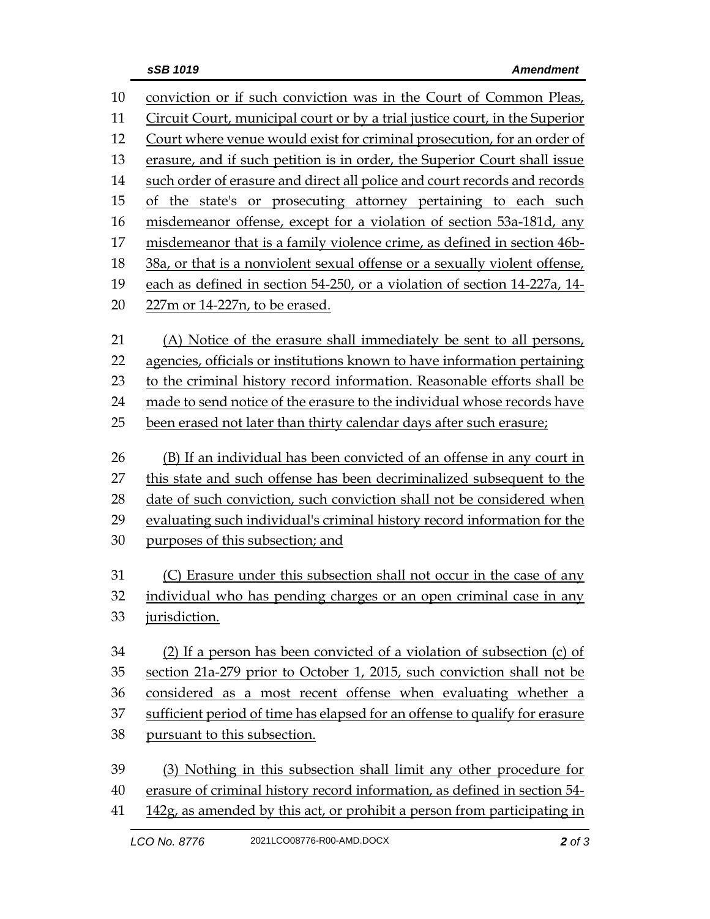conviction or if such conviction was in the Court of Common Pleas, Circuit Court, municipal court or by a trial justice court, in the Superior Court where venue would exist for criminal prosecution, for an order of erasure, and if such petition is in order, the Superior Court shall issue such order of erasure and direct all police and court records and records of the state's or prosecuting attorney pertaining to each such misdemeanor offense, except for a violation of section 53a-181d, any misdemeanor that is a family violence crime, as defined in section 46b-38a, or that is a nonviolent sexual offense or a sexually violent offense, each as defined in section 54-250, or a violation of section 14-227a, 14-227m or 14-227n, to be erased.

(A) Notice of the erasure shall immediately be sent to all persons, agencies, officials or institutions known to have information pertaining to the criminal history record information. Reasonable efforts shall be made to send notice of the erasure to the individual whose records have been erased not later than thirty calendar days after such erasure;

(B) If an individual has been convicted of an offense in any court in this state and such offense has been decriminalized subsequent to the date of such conviction, such conviction shall not be considered when evaluating such individual's criminal history record information for the purposes of this subsection; and

(C) Erasure under this subsection shall not occur in the case of any individual who has pending charges or an open criminal case in any jurisdiction.

(2) If a person has been convicted of a violation of subsection (c) of section 21a-279 prior to October 1, 2015, such conviction shall not be considered as a most recent offense when evaluating whether a sufficient period of time has elapsed for an offense to qualify for erasure pursuant to this subsection.

(3) Nothing in this subsection shall limit any other procedure for erasure of criminal history record information, as defined in section 54-142g, as amended by this act, or prohibit a person from participating in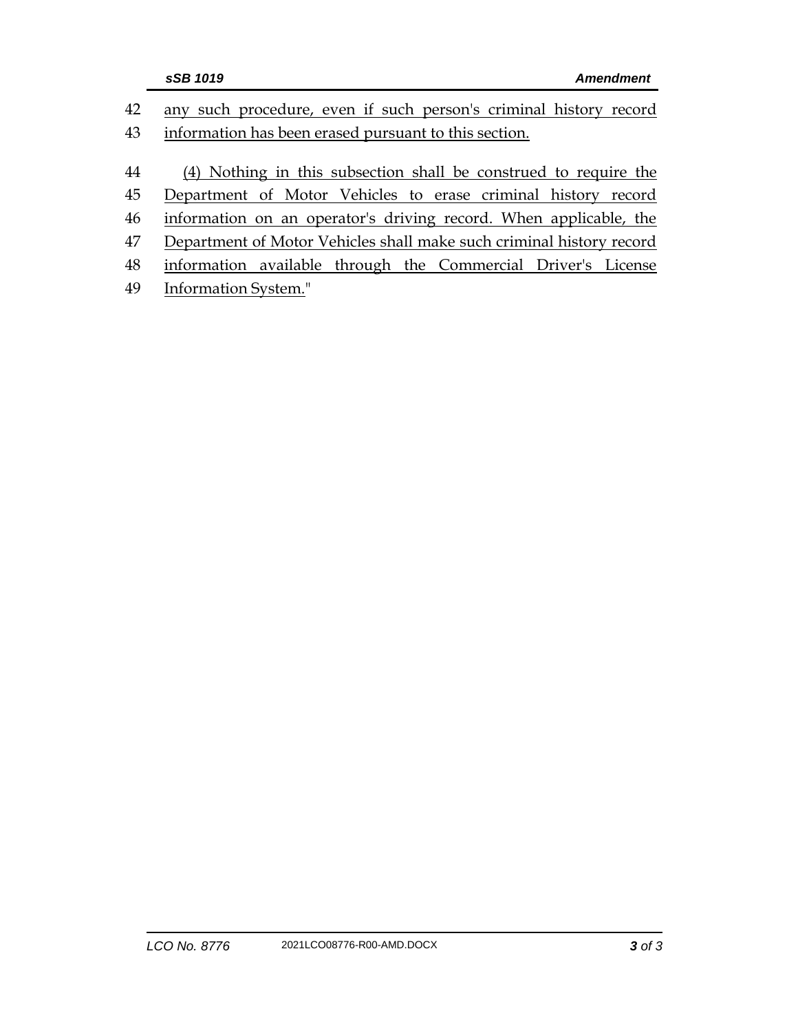any such procedure, even if such person's criminal history record information has been erased pursuant to this section.

(4) Nothing in this subsection shall be construed to require the Department of Motor Vehicles to erase criminal history record information on an operator's driving record. When applicable, the Department of Motor Vehicles shall make such criminal history record information available through the Commercial Driver's License Information System."